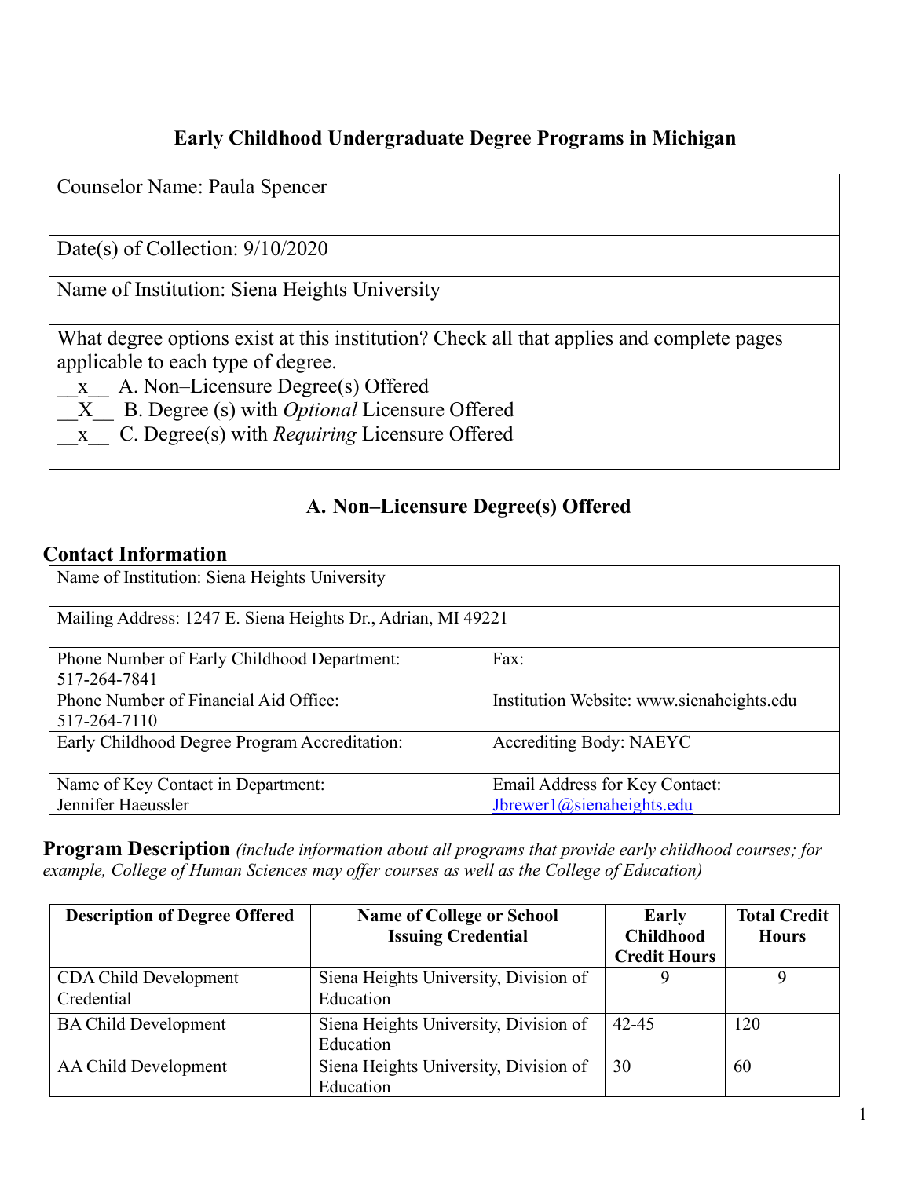# Early Childhood Undergraduate Degree Programs in Michigan

| Counselor Name: Paula Spencer |
|---|
| Date(s) of Collection: 9/10/2020 |
| Name of Institution: Siena Heights University |
| What degree options exist at this institution? Check all that applies and complete pages applicable to each type of degree.<br>\_\_x\_\_ A. Non–Licensure Degree(s) Offered<br>\_\_X\_\_ B. Degree (s) with *Optional* Licensure Offered<br>\_\_x\_\_ C. Degree(s) with *Requiring* Licensure Offered |

## A. Non–Licensure Degree(s) Offered

### Contact Information

| Name of Institution: Siena Heights University | |
|---|---|
| Mailing Address: 1247 E. Siena Heights Dr., Adrian, MI 49221 | |
| Phone Number of Early Childhood Department: 517-264-7841 | Fax: |
| Phone Number of Financial Aid Office: 517-264-7110 | Institution Website: www.sienaheights.edu |
| Early Childhood Degree Program Accreditation: | Accrediting Body: NAEYC |
| Name of Key Contact in Department: Jennifer Haeussler | Email Address for Key Contact: Jbrewer1@sienaheights.edu |

**Program Description** *(include information about all programs that provide early childhood courses; for example, College of Human Sciences may offer courses as well as the College of Education)*

| Description of Degree Offered | Name of College or School Issuing Credential | Early Childhood Credit Hours | Total Credit Hours |
|---|---|---|---|
| CDA Child Development Credential | Siena Heights University, Division of Education | 9 | 9 |
| BA Child Development | Siena Heights University, Division of Education | 42-45 | 120 |
| AA Child Development | Siena Heights University, Division of Education | 30 | 60 |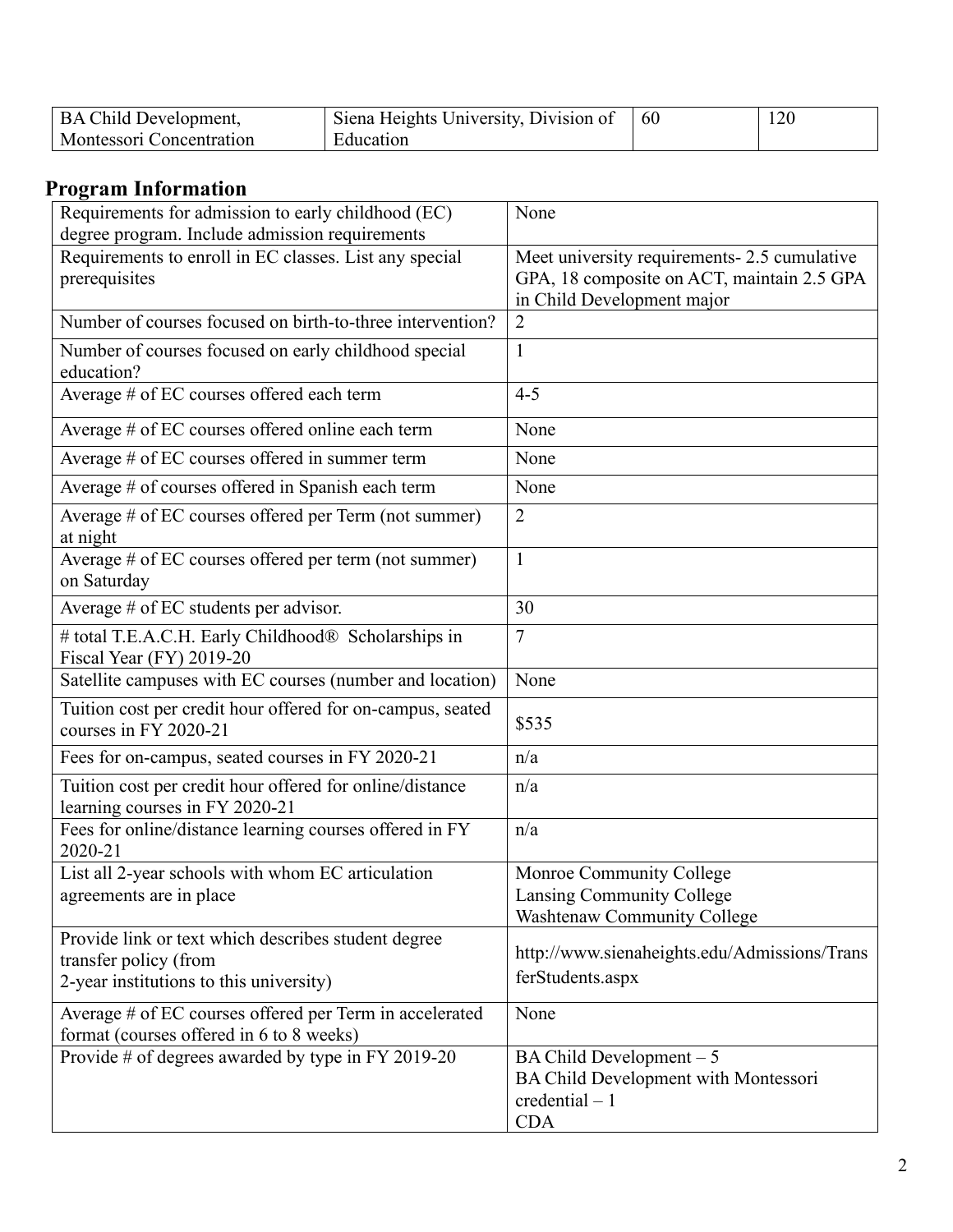| BA Child Development, Montessori Concentration | Siena Heights University, Division of Education | 60 | 120 |
|---|---|---|---|

## Program Information

| | |
|---|---|
| Requirements for admission to early childhood (EC) degree program. Include admission requirements | None |
| Requirements to enroll in EC classes. List any special prerequisites | Meet university requirements- 2.5 cumulative GPA, 18 composite on ACT, maintain 2.5 GPA in Child Development major |
| Number of courses focused on birth-to-three intervention? | 2 |
| Number of courses focused on early childhood special education? | 1 |
| Average # of EC courses offered each term | 4-5 |
| Average # of EC courses offered online each term | None |
| Average # of EC courses offered in summer term | None |
| Average # of courses offered in Spanish each term | None |
| Average # of EC courses offered per Term (not summer) at night | 2 |
| Average # of EC courses offered per term (not summer) on Saturday | 1 |
| Average # of EC students per advisor. | 30 |
| # total T.E.A.C.H. Early Childhood® Scholarships in Fiscal Year (FY) 2019-20 | 7 |
| Satellite campuses with EC courses (number and location) | None |
| Tuition cost per credit hour offered for on-campus, seated courses in FY 2020-21 | $535 |
| Fees for on-campus, seated courses in FY 2020-21 | n/a |
| Tuition cost per credit hour offered for online/distance learning courses in FY 2020-21 | n/a |
| Fees for online/distance learning courses offered in FY 2020-21 | n/a |
| List all 2-year schools with whom EC articulation agreements are in place | Monroe Community College<br>Lansing Community College<br>Washtenaw Community College |
| Provide link or text which describes student degree transfer policy (from 2-year institutions to this university) | http://www.sienaheights.edu/Admissions/TransferStudents.aspx |
| Average # of EC courses offered per Term in accelerated format (courses offered in 6 to 8 weeks) | None |
| Provide # of degrees awarded by type in FY 2019-20 | BA Child Development – 5<br>BA Child Development with Montessori credential – 1<br>CDA |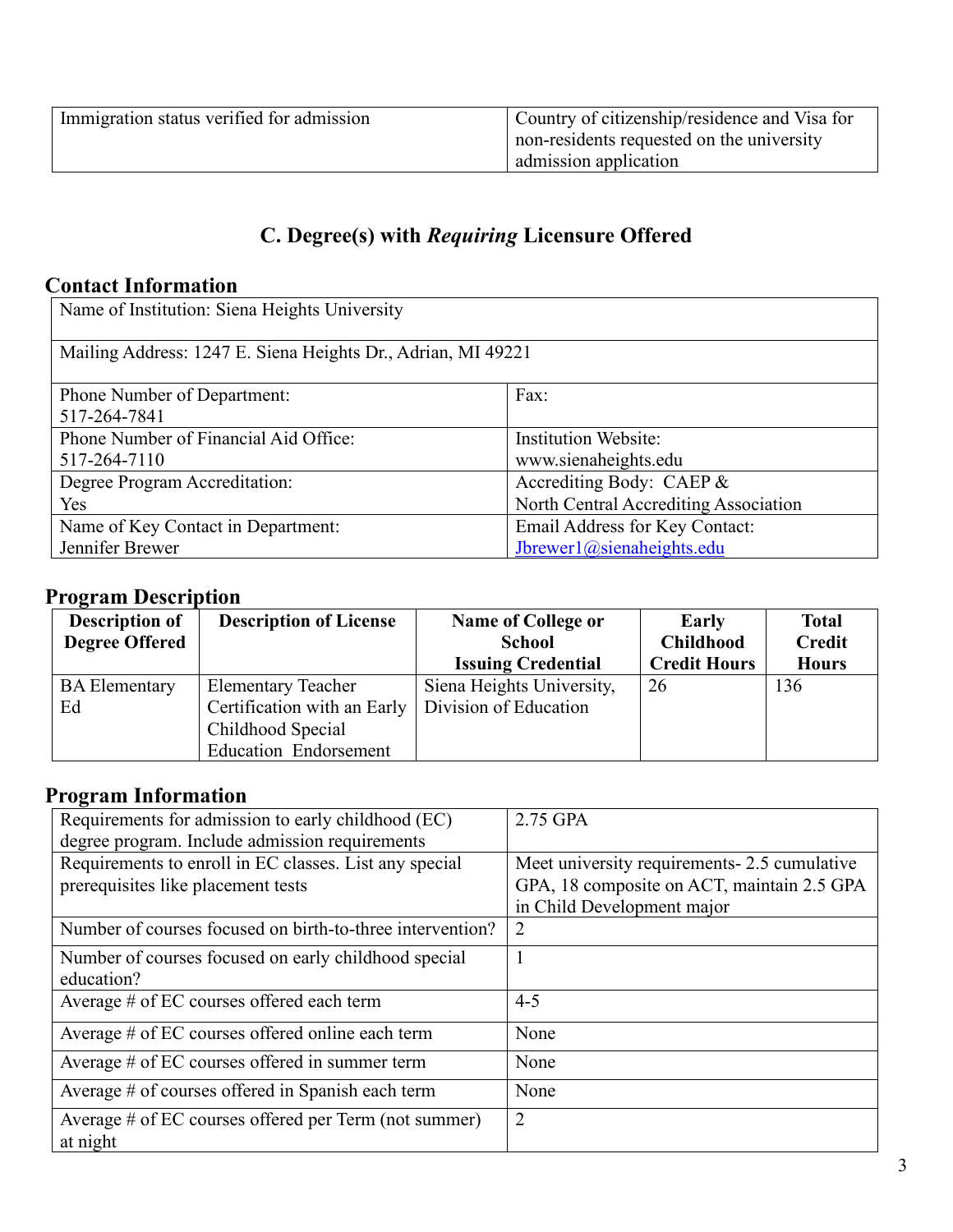| Immigration status verified for admission | Country of citizenship/residence and Visa for non-residents requested on the university admission application |
|---|---|

## C. Degree(s) with *Requiring* Licensure Offered

### Contact Information

| Name of Institution: Siena Heights University | |
|---|---|
| Mailing Address: 1247 E. Siena Heights Dr., Adrian, MI 49221 | |
| Phone Number of Department: 517-264-7841 | Fax: |
| Phone Number of Financial Aid Office: 517-264-7110 | Institution Website: www.sienaheights.edu |
| Degree Program Accreditation: Yes | Accrediting Body: CAEP & North Central Accrediting Association |
| Name of Key Contact in Department: Jennifer Brewer | Email Address for Key Contact: Jbrewer1@sienaheights.edu |

### Program Description

| Description of Degree Offered | Description of License | Name of College or School Issuing Credential | Early Childhood Credit Hours | Total Credit Hours |
|---|---|---|---|---|
| BA Elementary Ed | Elementary Teacher Certification with an Early Childhood Special Education Endorsement | Siena Heights University, Division of Education | 26 | 136 |

### Program Information

| Requirements for admission to early childhood (EC) degree program. Include admission requirements | 2.75 GPA |
|---|---|
| Requirements to enroll in EC classes. List any special prerequisites like placement tests | Meet university requirements- 2.5 cumulative GPA, 18 composite on ACT, maintain 2.5 GPA in Child Development major |
| Number of courses focused on birth-to-three intervention? | 2 |
| Number of courses focused on early childhood special education? | 1 |
| Average # of EC courses offered each term | 4-5 |
| Average # of EC courses offered online each term | None |
| Average # of EC courses offered in summer term | None |
| Average # of courses offered in Spanish each term | None |
| Average # of EC courses offered per Term (not summer) at night | 2 |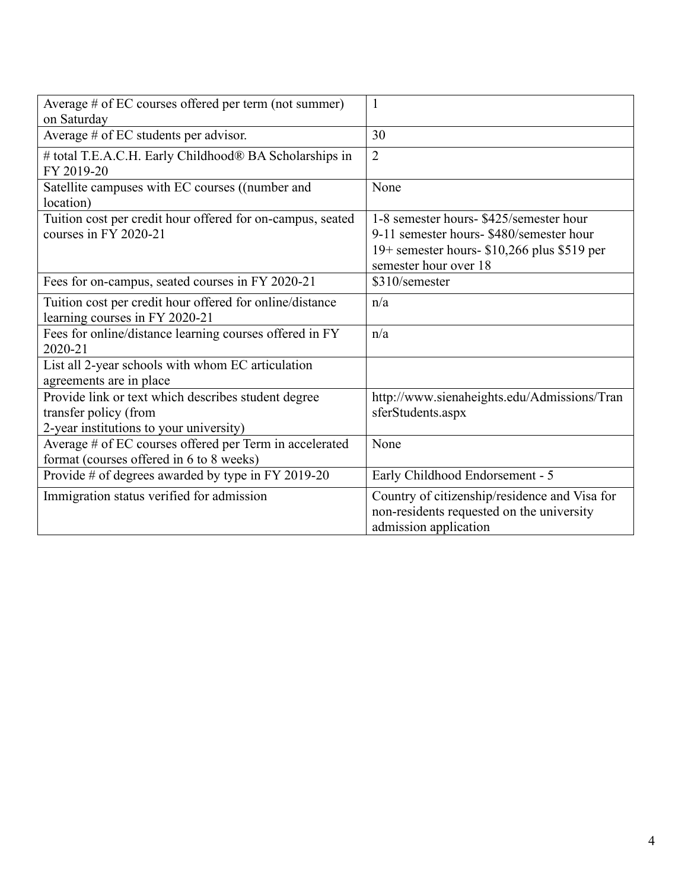| | |
|---|---|
| Average # of EC courses offered per term (not summer) on Saturday | 1 |
| Average # of EC students per advisor. | 30 |
| # total T.E.A.C.H. Early Childhood® BA Scholarships in FY 2019-20 | 2 |
| Satellite campuses with EC courses ((number and location) | None |
| Tuition cost per credit hour offered for on-campus, seated courses in FY 2020-21 | 1-8 semester hours- $425/semester hour<br>9-11 semester hours- $480/semester hour<br>19+ semester hours- $10,266 plus $519 per semester hour over 18 |
| Fees for on-campus, seated courses in FY 2020-21 | $310/semester |
| Tuition cost per credit hour offered for online/distance learning courses in FY 2020-21 | n/a |
| Fees for online/distance learning courses offered in FY 2020-21 | n/a |
| List all 2-year schools with whom EC articulation agreements are in place | |
| Provide link or text which describes student degree transfer policy (from 2-year institutions to your university) | http://www.sienaheights.edu/Admissions/TransferStudents.aspx |
| Average # of EC courses offered per Term in accelerated format (courses offered in 6 to 8 weeks) | None |
| Provide # of degrees awarded by type in FY 2019-20 | Early Childhood Endorsement - 5 |
| Immigration status verified for admission | Country of citizenship/residence and Visa for non-residents requested on the university admission application |